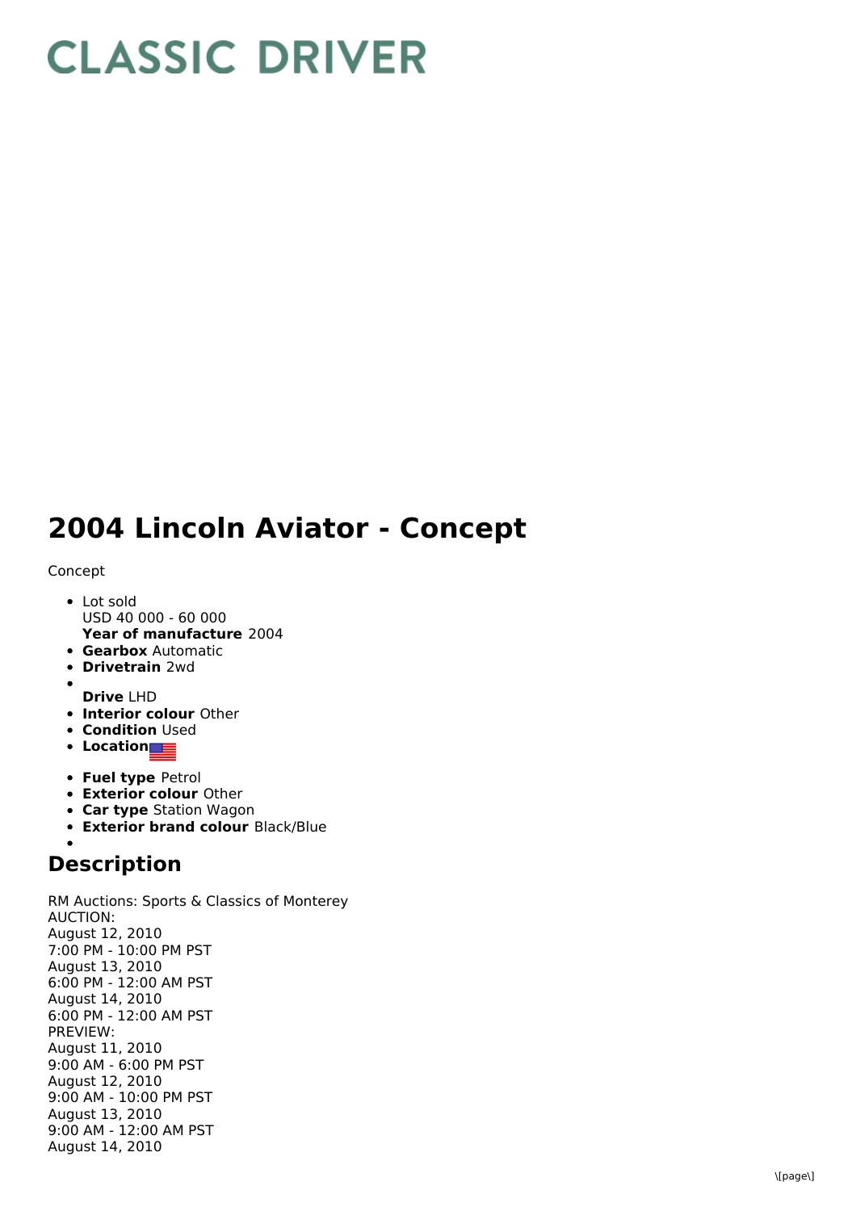# CLASSIC DRIVER

# 2004 Lincoln Aviator - Concept

Concept

- Lot sold
  USD 40 000 - 60 000
  **Year of manufacture** 2004
- **Gearbox** Automatic
- **Drivetrain** 2wd
- 
  **Drive** LHD
- **Interior colour** Other
- **Condition** Used
- **Location**

- **Fuel type** Petrol
- **Exterior colour** Other
- **Car type** Station Wagon
- **Exterior brand colour** Black/Blue
- 

## Description

RM Auctions: Sports & Classics of Monterey
AUCTION:
August 12, 2010
7:00 PM - 10:00 PM PST
August 13, 2010
6:00 PM - 12:00 AM PST
August 14, 2010
6:00 PM - 12:00 AM PST
PREVIEW:
August 11, 2010
9:00 AM - 6:00 PM PST
August 12, 2010
9:00 AM - 10:00 PM PST
August 13, 2010
9:00 AM - 12:00 AM PST
August 14, 2010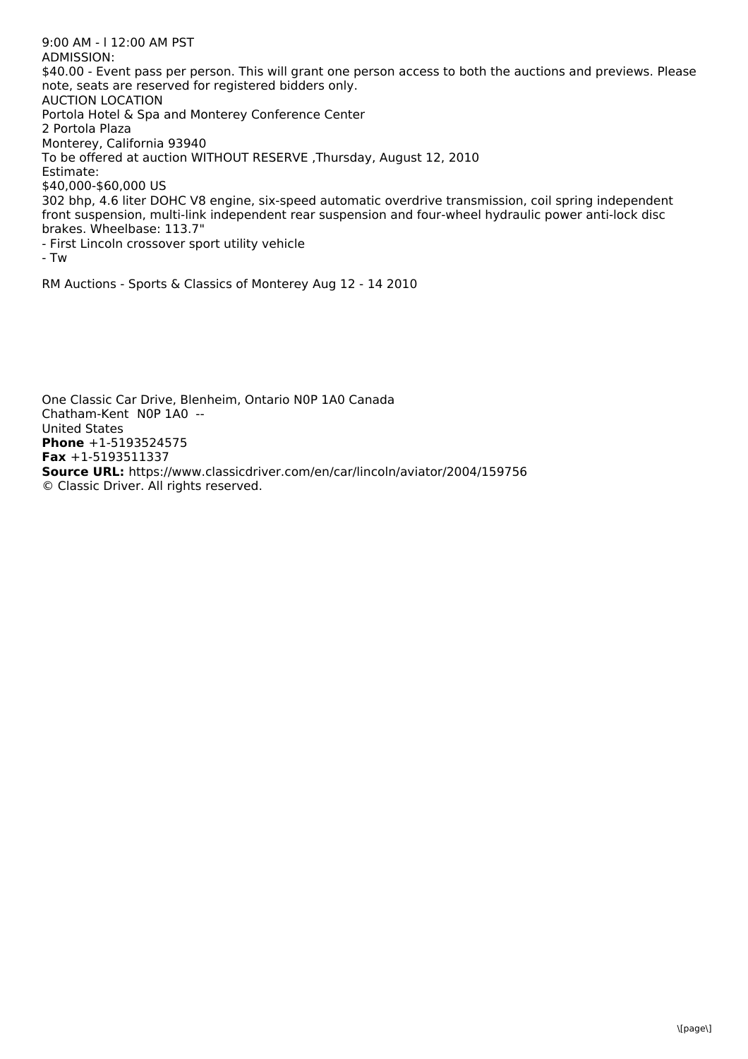9:00 AM - l 12:00 AM PST
ADMISSION:
$40.00 - Event pass per person. This will grant one person access to both the auctions and previews. Please note, seats are reserved for registered bidders only.
AUCTION LOCATION
Portola Hotel & Spa and Monterey Conference Center
2 Portola Plaza
Monterey, California 93940
To be offered at auction WITHOUT RESERVE ,Thursday, August 12, 2010
Estimate:
$40,000-$60,000 US
302 bhp, 4.6 liter DOHC V8 engine, six-speed automatic overdrive transmission, coil spring independent front suspension, multi-link independent rear suspension and four-wheel hydraulic power anti-lock disc brakes. Wheelbase: 113.7"
- First Lincoln crossover sport utility vehicle
- Tw

RM Auctions - Sports & Classics of Monterey Aug 12 - 14 2010

One Classic Car Drive, Blenheim, Ontario N0P 1A0 Canada
Chatham-Kent N0P 1A0 --
United States
**Phone** +1-5193524575
**Fax** +1-5193511337
**Source URL:** https://www.classicdriver.com/en/car/lincoln/aviator/2004/159756
© Classic Driver. All rights reserved.